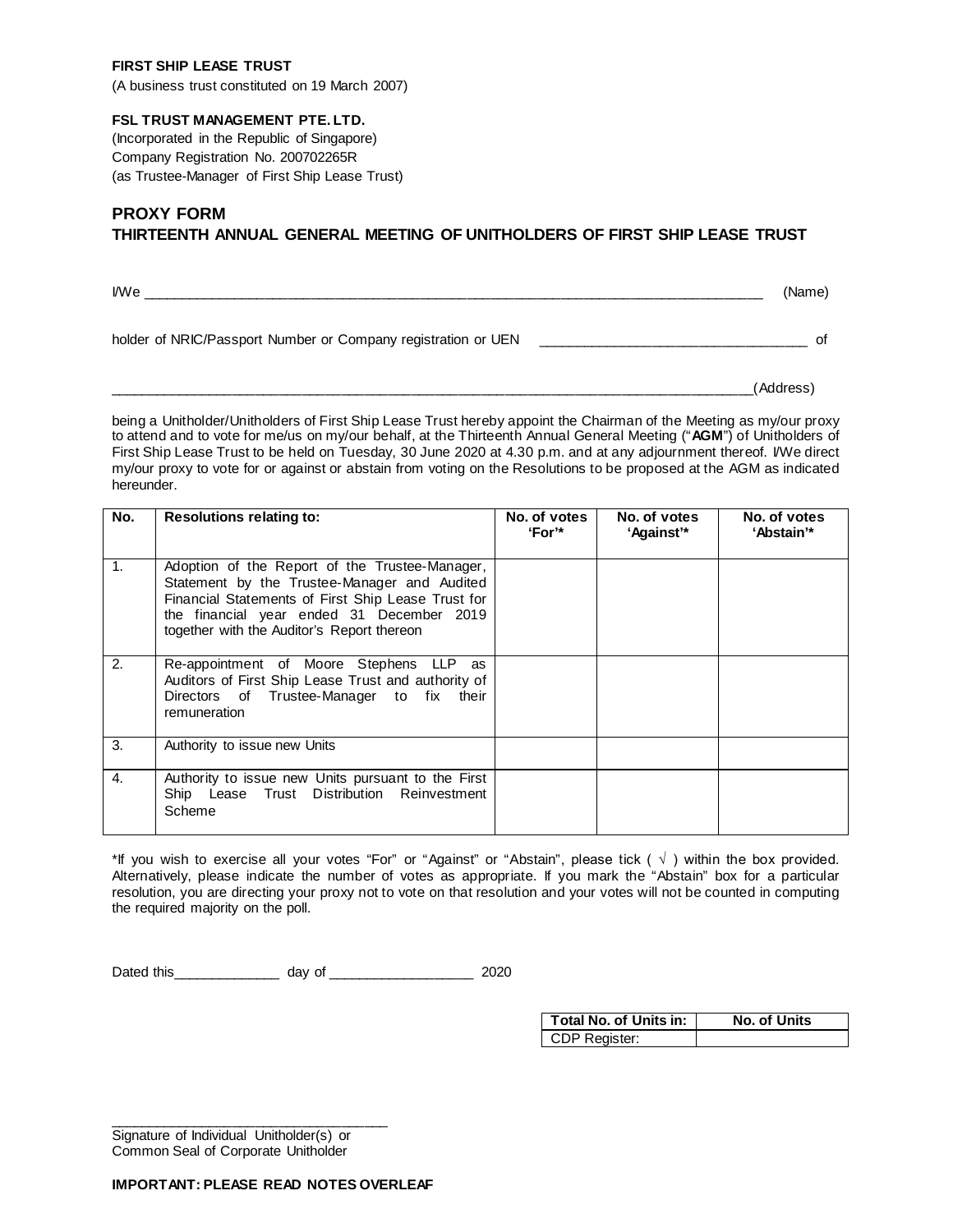**FIRST SHIP LEASE TRUST**

(A business trust constituted on 19 March 2007)

**FSL TRUST MANAGEMENT PTE. LTD.**

(Incorporated in the Republic of Singapore)
Company Registration No. 200702265R
(as Trustee-Manager of First Ship Lease Trust)

## PROXY FORM

### THIRTEENTH ANNUAL GENERAL MEETING OF UNITHOLDERS OF FIRST SHIP LEASE TRUST

I/We ____________________________________________________________________ (Name)

holder of NRIC/Passport Number or Company registration or UEN ______________________________ of

______________________________________________________________________________(Address)

being a Unitholder/Unitholders of First Ship Lease Trust hereby appoint the Chairman of the Meeting as my/our proxy to attend and to vote for me/us on my/our behalf, at the Thirteenth Annual General Meeting ("**AGM**") of Unitholders of First Ship Lease Trust to be held on Tuesday, 30 June 2020 at 4.30 p.m. and at any adjournment thereof. I/We direct my/our proxy to vote for or against or abstain from voting on the Resolutions to be proposed at the AGM as indicated hereunder.

| No. | Resolutions relating to: | No. of votes 'For'* | No. of votes 'Against'* | No. of votes 'Abstain'* |
|---|---|---|---|---|
| 1. | Adoption of the Report of the Trustee-Manager, Statement by the Trustee-Manager and Audited Financial Statements of First Ship Lease Trust for the financial year ended 31 December 2019 together with the Auditor's Report thereon | | | |
| 2. | Re-appointment of Moore Stephens LLP as Auditors of First Ship Lease Trust and authority of Directors of Trustee-Manager to fix their remuneration | | | |
| 3. | Authority to issue new Units | | | |
| 4. | Authority to issue new Units pursuant to the First Ship Lease Trust Distribution Reinvestment Scheme | | | |

*If you wish to exercise all your votes "For" or "Against" or "Abstain", please tick ( √ ) within the box provided. Alternatively, please indicate the number of votes as appropriate. If you mark the "Abstain" box for a particular resolution, you are directing your proxy not to vote on that resolution and your votes will not be counted in computing the required majority on the poll.

Dated this______________ day of ___________________ 2020

| Total No. of Units in: | No. of Units |
|---|---|
| CDP Register: | |

_____________________________________
Signature of Individual Unitholder(s) or
Common Seal of Corporate Unitholder

**IMPORTANT: PLEASE READ NOTES OVERLEAF**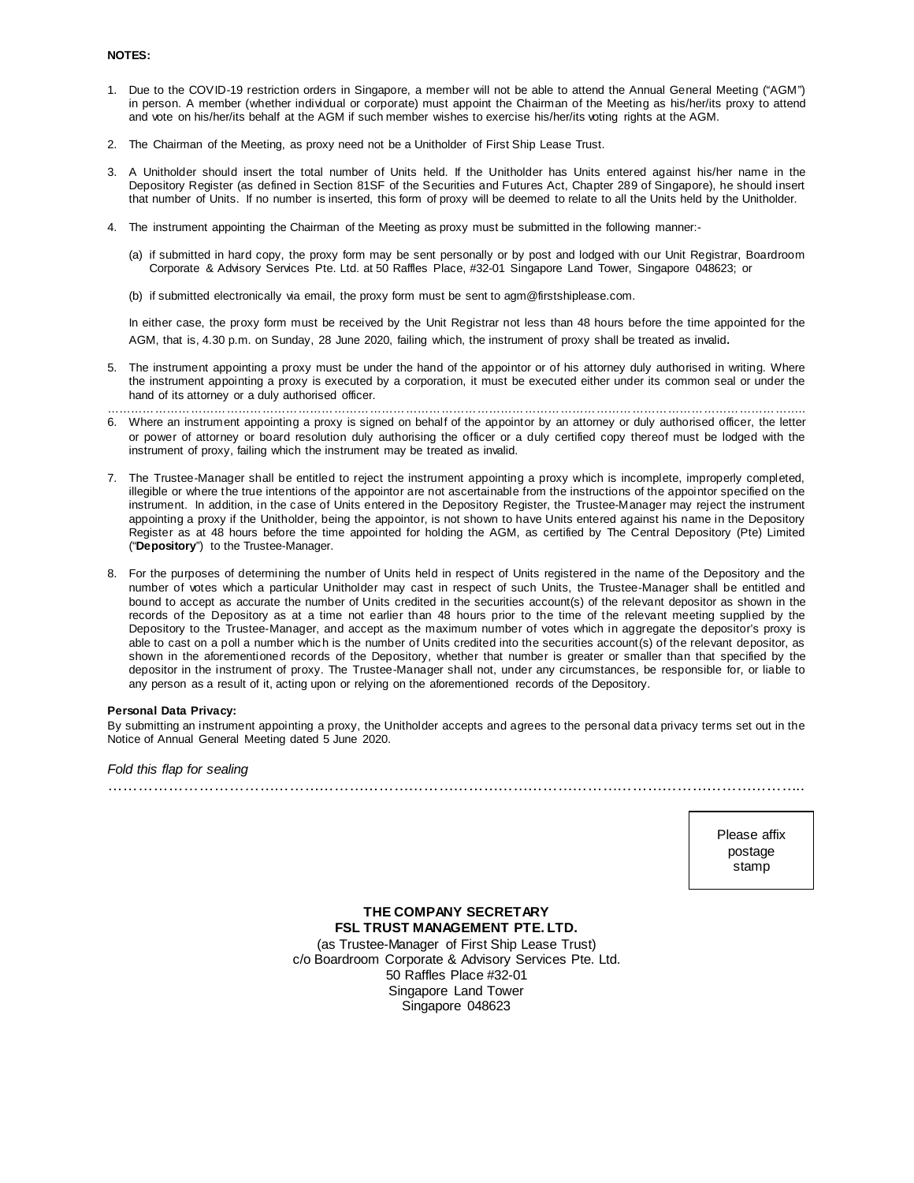**NOTES:**

1. Due to the COVID-19 restriction orders in Singapore, a member will not be able to attend the Annual General Meeting ("AGM") in person. A member (whether individual or corporate) must appoint the Chairman of the Meeting as his/her/its proxy to attend and vote on his/her/its behalf at the AGM if such member wishes to exercise his/her/its voting rights at the AGM.

2. The Chairman of the Meeting, as proxy need not be a Unitholder of First Ship Lease Trust.

3. A Unitholder should insert the total number of Units held. If the Unitholder has Units entered against his/her name in the Depository Register (as defined in Section 81SF of the Securities and Futures Act, Chapter 289 of Singapore), he should insert that number of Units. If no number is inserted, this form of proxy will be deemed to relate to all the Units held by the Unitholder.

4. The instrument appointing the Chairman of the Meeting as proxy must be submitted in the following manner:-

   (a) if submitted in hard copy, the proxy form may be sent personally or by post and lodged with our Unit Registrar, Boardroom Corporate & Advisory Services Pte. Ltd. at 50 Raffles Place, #32-01 Singapore Land Tower, Singapore 048623; or

   (b) if submitted electronically via email, the proxy form must be sent to agm@firstshiplease.com.

   In either case, the proxy form must be received by the Unit Registrar not less than 48 hours before the time appointed for the AGM, that is, 4.30 p.m. on Sunday, 28 June 2020, failing which, the instrument of proxy shall be treated as invalid.

5. The instrument appointing a proxy must be under the hand of the appointor or of his attorney duly authorised in writing. Where the instrument appointing a proxy is executed by a corporation, it must be executed either under its common seal or under the hand of its attorney or a duly authorised officer.

……………………………………………………………………………………………………………………………………

6. Where an instrument appointing a proxy is signed on behalf of the appointor by an attorney or duly authorised officer, the letter or power of attorney or board resolution duly authorising the officer or a duly certified copy thereof must be lodged with the instrument of proxy, failing which the instrument may be treated as invalid.

7. The Trustee-Manager shall be entitled to reject the instrument appointing a proxy which is incomplete, improperly completed, illegible or where the true intentions of the appointor are not ascertainable from the instructions of the appointor specified on the instrument. In addition, in the case of Units entered in the Depository Register, the Trustee-Manager may reject the instrument appointing a proxy if the Unitholder, being the appointor, is not shown to have Units entered against his name in the Depository Register as at 48 hours before the time appointed for holding the AGM, as certified by The Central Depository (Pte) Limited ("**Depository**") to the Trustee-Manager.

8. For the purposes of determining the number of Units held in respect of Units registered in the name of the Depository and the number of votes which a particular Unitholder may cast in respect of such Units, the Trustee-Manager shall be entitled and bound to accept as accurate the number of Units credited in the securities account(s) of the relevant depositor as shown in the records of the Depository as at a time not earlier than 48 hours prior to the time of the relevant meeting supplied by the Depository to the Trustee-Manager, and accept as the maximum number of votes which in aggregate the depositor's proxy is able to cast on a poll a number which is the number of Units credited into the securities account(s) of the relevant depositor, as shown in the aforementioned records of the Depository, whether that number is greater or smaller than that specified by the depositor in the instrument of proxy. The Trustee-Manager shall not, under any circumstances, be responsible for, or liable to any person as a result of it, acting upon or relying on the aforementioned records of the Depository.

**Personal Data Privacy:**

By submitting an instrument appointing a proxy, the Unitholder accepts and agrees to the personal data privacy terms set out in the Notice of Annual General Meeting dated 5 June 2020.

*Fold this flap for sealing*

……………………………………………………………………………………………………………………………………

Please affix postage stamp

**THE COMPANY SECRETARY**
**FSL TRUST MANAGEMENT PTE. LTD.**
(as Trustee-Manager of First Ship Lease Trust)
c/o Boardroom Corporate & Advisory Services Pte. Ltd.
50 Raffles Place #32-01
Singapore Land Tower
Singapore 048623